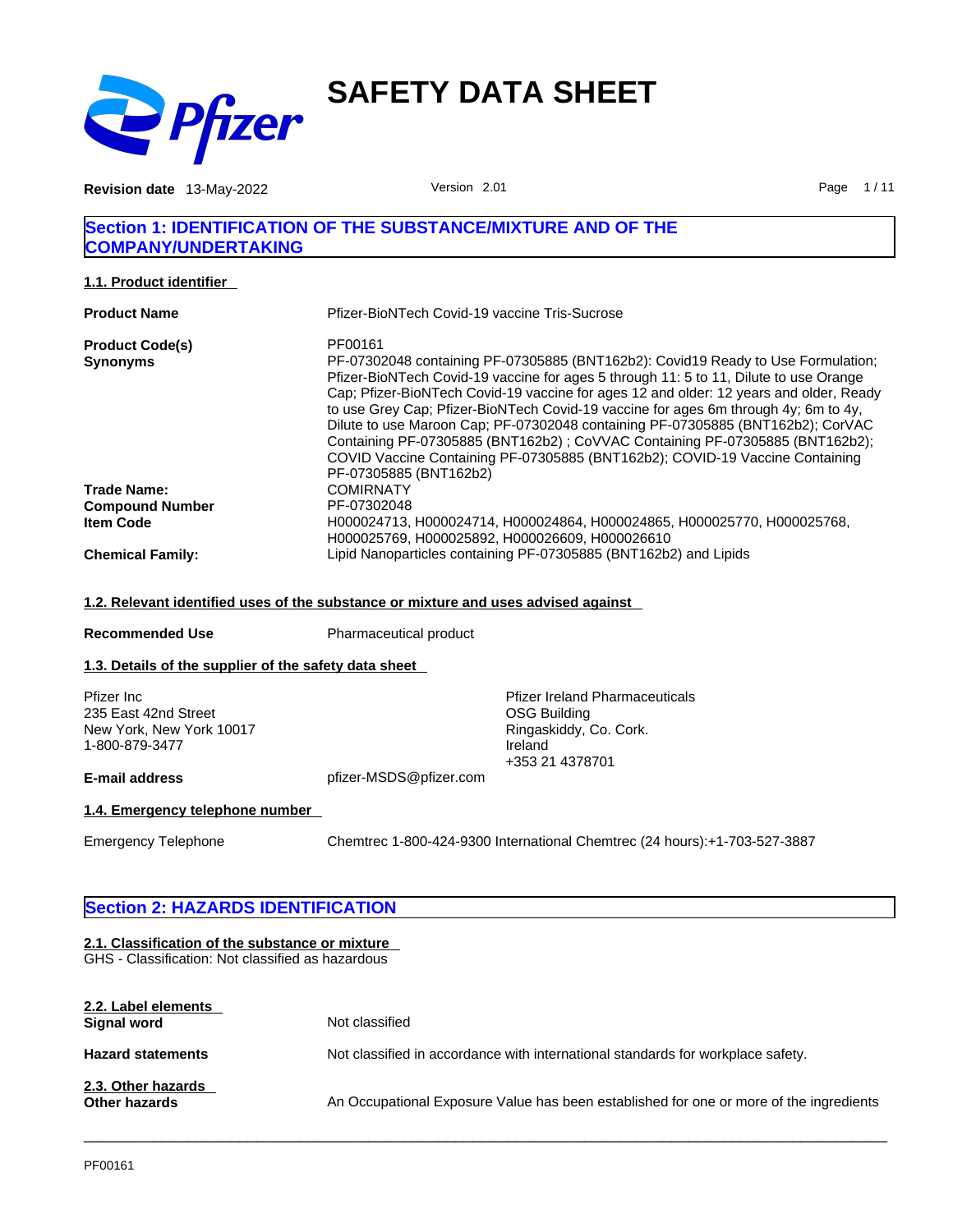# SAFETY DATA SHEET

**Revision date** 13-May-2022 Version 2.01

## Section 1: IDENTIFICATION OF THE SUBSTANCE/MIXTURE AND OF THE COMPANY/UNDERTAKING

### 1.1. Product identifier

| | |
|---|---|
| **Product Name** | Pfizer-BioNTech Covid-19 vaccine Tris-Sucrose |
| **Product Code(s)** | PF00161 |
| **Synonyms** | PF-07302048 containing PF-07305885 (BNT162b2): Covid19 Ready to Use Formulation; Pfizer-BioNTech Covid-19 vaccine for ages 5 through 11: 5 to 11, Dilute to use Orange Cap; Pfizer-BioNTech Covid-19 vaccine for ages 12 and older: 12 years and older, Ready to use Grey Cap; Pfizer-BioNTech Covid-19 vaccine for ages 6m through 4y; 6m to 4y, Dilute to use Maroon Cap; PF-07302048 containing PF-07305885 (BNT162b2); CorVAC Containing PF-07305885 (BNT162b2) ; CoVVAC Containing PF-07305885 (BNT162b2); COVID Vaccine Containing PF-07305885 (BNT162b2); COVID-19 Vaccine Containing PF-07305885 (BNT162b2) |
| **Trade Name:** | COMIRNATY |
| **Compound Number** | PF-07302048 |
| **Item Code** | H000024713, H000024714, H000024864, H000024865, H000025770, H000025768, H000025769, H000025892, H000026609, H000026610 |
| **Chemical Family:** | Lipid Nanoparticles containing PF-07305885 (BNT162b2) and Lipids |

### 1.2. Relevant identified uses of the substance or mixture and uses advised against

**Recommended Use** Pharmaceutical product

### 1.3. Details of the supplier of the safety data sheet

Pfizer Inc
235 East 42nd Street
New York, New York 10017
1-800-879-3477

Pfizer Ireland Pharmaceuticals
OSG Building
Ringaskiddy, Co. Cork.
Ireland
+353 21 4378701

**E-mail address** pfizer-MSDS@pfizer.com

### 1.4. Emergency telephone number

Emergency Telephone Chemtrec 1-800-424-9300 International Chemtrec (24 hours):+1-703-527-3887

## Section 2: HAZARDS IDENTIFICATION

### 2.1. Classification of the substance or mixture

GHS - Classification: Not classified as hazardous

### 2.2. Label elements

**Signal word** Not classified

**Hazard statements** Not classified in accordance with international standards for workplace safety.

### 2.3. Other hazards

**Other hazards** An Occupational Exposure Value has been established for one or more of the ingredients

PF00161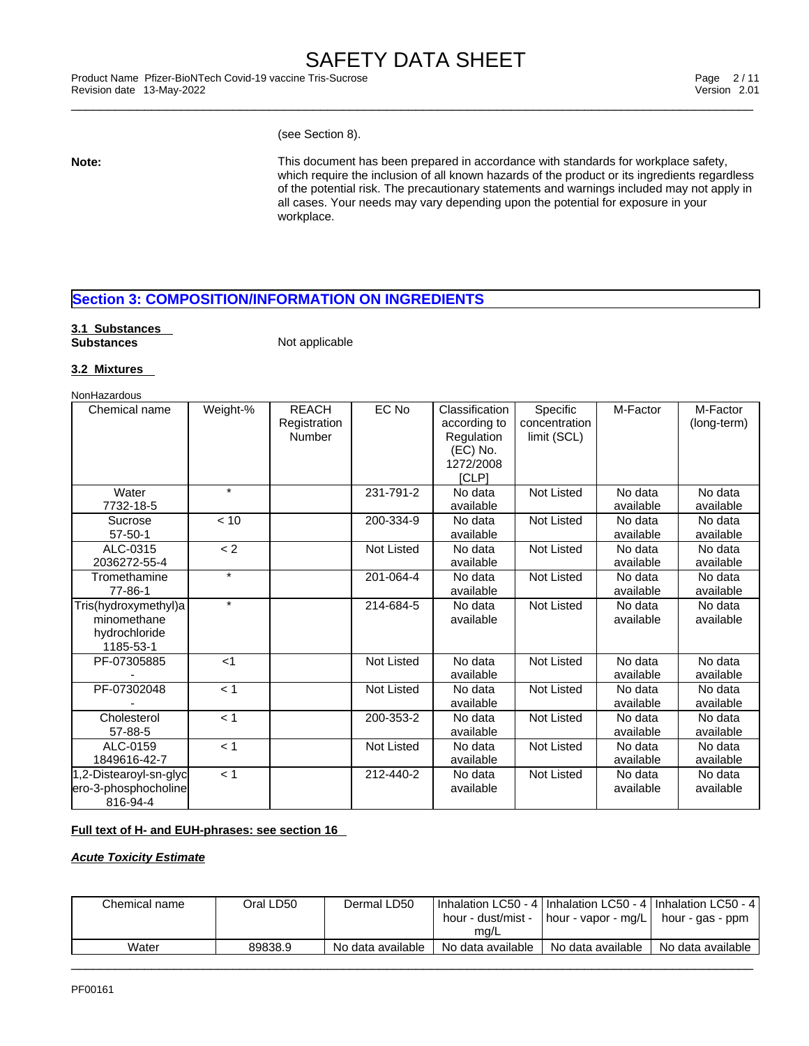(see Section 8).

**Note:** This document has been prepared in accordance with standards for workplace safety, which require the inclusion of all known hazards of the product or its ingredients regardless of the potential risk. The precautionary statements and warnings included may not apply in all cases. Your needs may vary depending upon the potential for exposure in your workplace.

## Section 3: COMPOSITION/INFORMATION ON INGREDIENTS

### 3.1 Substances

**Substances** Not applicable

### 3.2 Mixtures

NonHazardous

| Chemical name | Weight-% | REACH Registration Number | EC No | Classification according to Regulation (EC) No. 1272/2008 [CLP] | Specific concentration limit (SCL) | M-Factor | M-Factor (long-term) |
|---|---|---|---|---|---|---|---|
| Water 7732-18-5 | * | | 231-791-2 | No data available | Not Listed | No data available | No data available |
| Sucrose 57-50-1 | < 10 | | 200-334-9 | No data available | Not Listed | No data available | No data available |
| ALC-0315 2036272-55-4 | < 2 | | Not Listed | No data available | Not Listed | No data available | No data available |
| Tromethamine 77-86-1 | * | | 201-064-4 | No data available | Not Listed | No data available | No data available |
| Tris(hydroxymethyl)aminomethane hydrochloride 1185-53-1 | * | | 214-684-5 | No data available | Not Listed | No data available | No data available |
| PF-07305885 - | <1 | | Not Listed | No data available | Not Listed | No data available | No data available |
| PF-07302048 - | < 1 | | Not Listed | No data available | Not Listed | No data available | No data available |
| Cholesterol 57-88-5 | < 1 | | 200-353-2 | No data available | Not Listed | No data available | No data available |
| ALC-0159 1849616-42-7 | < 1 | | Not Listed | No data available | Not Listed | No data available | No data available |
| 1,2-Distearoyl-sn-glycero-3-phosphocholine 816-94-4 | < 1 | | 212-440-2 | No data available | Not Listed | No data available | No data available |

**Full text of H- and EUH-phrases: see section 16**

***Acute Toxicity Estimate***

| Chemical name | Oral LD50 | Dermal LD50 | Inhalation LC50 - 4 hour - dust/mist - mg/L | Inhalation LC50 - 4 hour - vapor - mg/L | Inhalation LC50 - 4 hour - gas - ppm |
|---|---|---|---|---|---|
| Water | 89838.9 | No data available | No data available | No data available | No data available |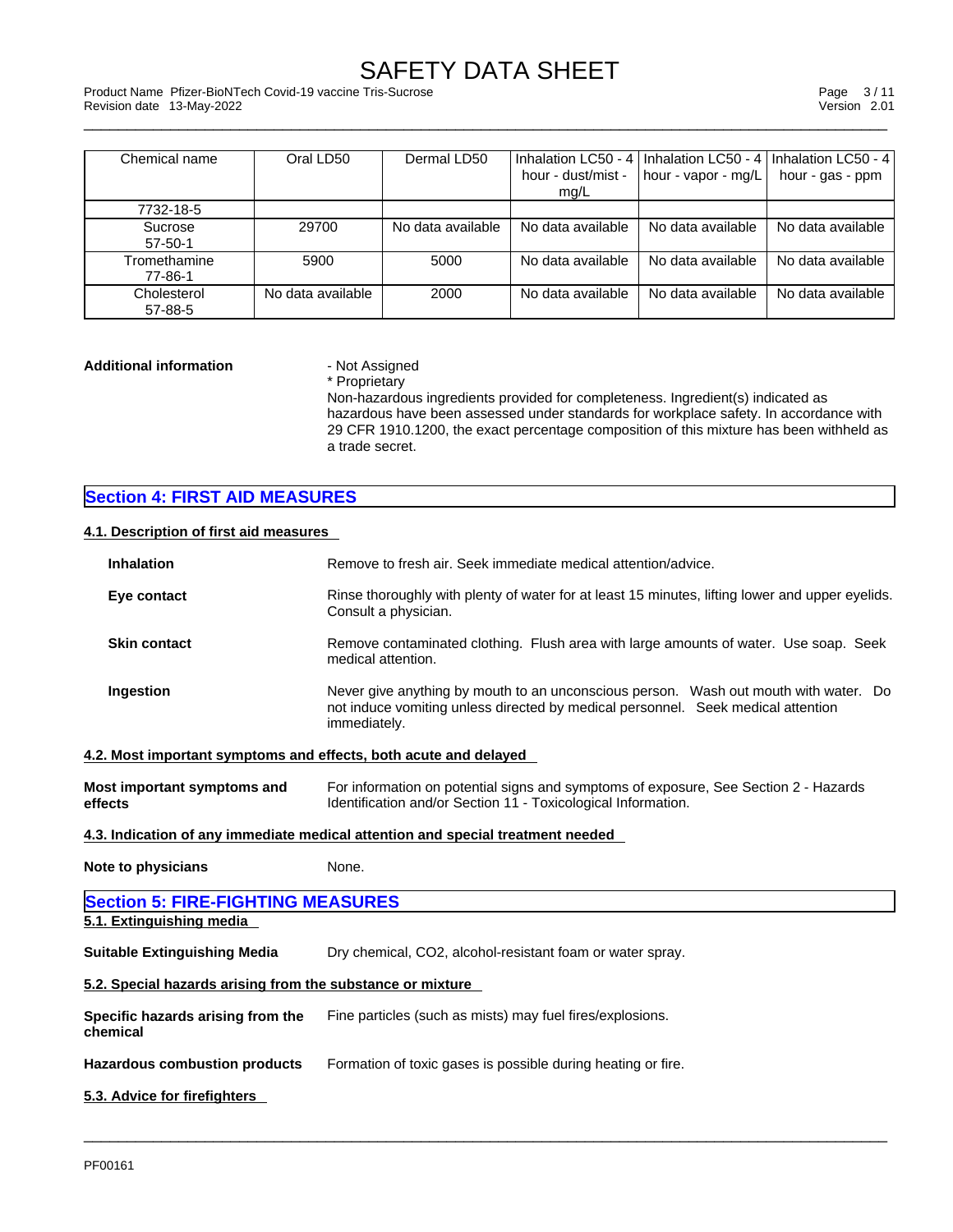| Chemical name | Oral LD50 | Dermal LD50 | Inhalation LC50 - 4 hour - dust/mist - mg/L | Inhalation LC50 - 4 hour - vapor - mg/L | Inhalation LC50 - 4 hour - gas - ppm |
|---|---|---|---|---|---|
| 7732-18-5 | | | | | |
| Sucrose 57-50-1 | 29700 | No data available | No data available | No data available | No data available |
| Tromethamine 77-86-1 | 5900 | 5000 | No data available | No data available | No data available |
| Cholesterol 57-88-5 | No data available | 2000 | No data available | No data available | No data available |

**Additional information**

- Not Assigned
* Proprietary

Non-hazardous ingredients provided for completeness. Ingredient(s) indicated as hazardous have been assessed under standards for workplace safety. In accordance with 29 CFR 1910.1200, the exact percentage composition of this mixture has been withheld as a trade secret.

## Section 4: FIRST AID MEASURES

### 4.1. Description of first aid measures

**Inhalation** Remove to fresh air. Seek immediate medical attention/advice.

**Eye contact** Rinse thoroughly with plenty of water for at least 15 minutes, lifting lower and upper eyelids. Consult a physician.

**Skin contact** Remove contaminated clothing. Flush area with large amounts of water. Use soap. Seek medical attention.

**Ingestion** Never give anything by mouth to an unconscious person. Wash out mouth with water. Do not induce vomiting unless directed by medical personnel. Seek medical attention immediately.

### 4.2. Most important symptoms and effects, both acute and delayed

**Most important symptoms and effects** For information on potential signs and symptoms of exposure, See Section 2 - Hazards Identification and/or Section 11 - Toxicological Information.

### 4.3. Indication of any immediate medical attention and special treatment needed

**Note to physicians** None.

## Section 5: FIRE-FIGHTING MEASURES

### 5.1. Extinguishing media

**Suitable Extinguishing Media** Dry chemical, CO2, alcohol-resistant foam or water spray.

### 5.2. Special hazards arising from the substance or mixture

**Specific hazards arising from the chemical** Fine particles (such as mists) may fuel fires/explosions.

**Hazardous combustion products** Formation of toxic gases is possible during heating or fire.

### 5.3. Advice for firefighters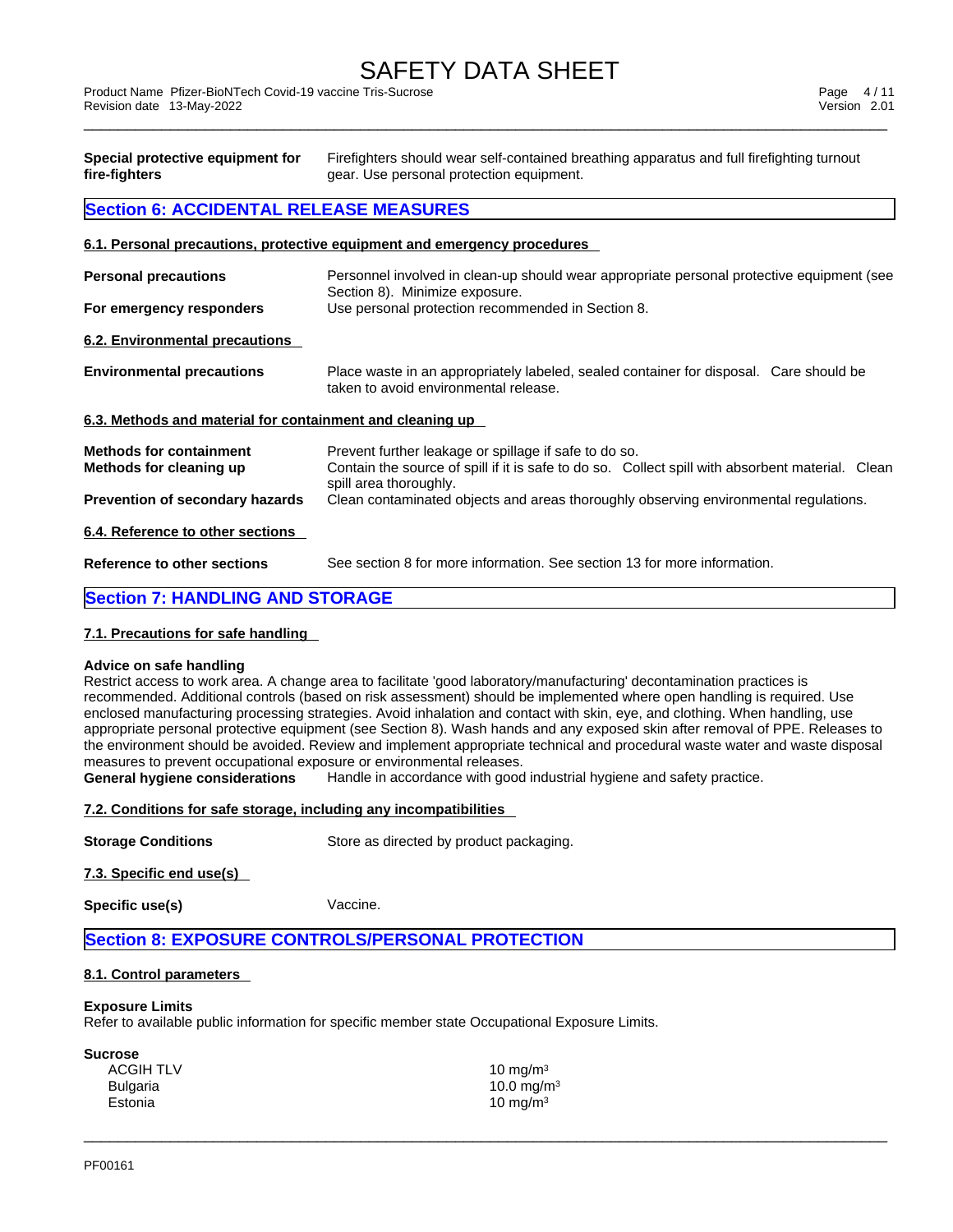**Special protective equipment for fire-fighters** Firefighters should wear self-contained breathing apparatus and full firefighting turnout gear. Use personal protection equipment.

## Section 6: ACCIDENTAL RELEASE MEASURES

### 6.1. Personal precautions, protective equipment and emergency procedures

**Personal precautions** Personnel involved in clean-up should wear appropriate personal protective equipment (see Section 8). Minimize exposure.

**For emergency responders** Use personal protection recommended in Section 8.

### 6.2. Environmental precautions

**Environmental precautions** Place waste in an appropriately labeled, sealed container for disposal. Care should be taken to avoid environmental release.

### 6.3. Methods and material for containment and cleaning up

**Methods for containment** Prevent further leakage or spillage if safe to do so.

**Methods for cleaning up** Contain the source of spill if it is safe to do so. Collect spill with absorbent material. Clean spill area thoroughly.

**Prevention of secondary hazards** Clean contaminated objects and areas thoroughly observing environmental regulations.

### 6.4. Reference to other sections

**Reference to other sections** See section 8 for more information. See section 13 for more information.

## Section 7: HANDLING AND STORAGE

### 7.1. Precautions for safe handling

**Advice on safe handling**

Restrict access to work area. A change area to facilitate 'good laboratory/manufacturing' decontamination practices is recommended. Additional controls (based on risk assessment) should be implemented where open handling is required. Use enclosed manufacturing processing strategies. Avoid inhalation and contact with skin, eye, and clothing. When handling, use appropriate personal protective equipment (see Section 8). Wash hands and any exposed skin after removal of PPE. Releases to the environment should be avoided. Review and implement appropriate technical and procedural waste water and waste disposal measures to prevent occupational exposure or environmental releases.

**General hygiene considerations** Handle in accordance with good industrial hygiene and safety practice.

### 7.2. Conditions for safe storage, including any incompatibilities

**Storage Conditions** Store as directed by product packaging.

### 7.3. Specific end use(s)

**Specific use(s)** Vaccine.

## Section 8: EXPOSURE CONTROLS/PERSONAL PROTECTION

### 8.1. Control parameters

**Exposure Limits**

Refer to available public information for specific member state Occupational Exposure Limits.

**Sucrose**

| | |
|---|---|
| ACGIH TLV | 10 mg/m³ |
| Bulgaria | 10.0 mg/m³ |
| Estonia | 10 mg/m³ |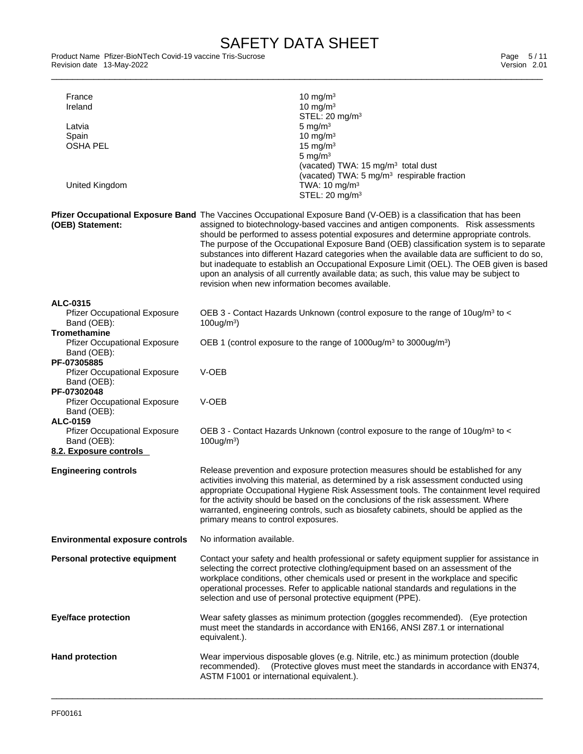| | |
|---|---|
| France | 10 mg/m$^3$ |
| Ireland | 10 mg/m$^3$<br>STEL: 20 mg/m$^3$ |
| Latvia | 5 mg/m$^3$ |
| Spain | 10 mg/m$^3$ |
| OSHA PEL | 15 mg/m$^3$<br>5 mg/m$^3$<br>(vacated) TWA: 15 mg/m$^3$ total dust<br>(vacated) TWA: 5 mg/m$^3$ respirable fraction |
| United Kingdom | TWA: 10 mg/m$^3$<br>STEL: 20 mg/m$^3$ |

**Pfizer Occupational Exposure Band (OEB) Statement:** The Vaccines Occupational Exposure Band (V-OEB) is a classification that has been assigned to biotechnology-based vaccines and antigen components. Risk assessments should be performed to assess potential exposures and determine appropriate controls. The purpose of the Occupational Exposure Band (OEB) classification system is to separate substances into different Hazard categories when the available data are sufficient to do so, but inadequate to establish an Occupational Exposure Limit (OEL). The OEB given is based upon an analysis of all currently available data; as such, this value may be subject to revision when new information becomes available.

**ALC-0315**
Pfizer Occupational Exposure Band (OEB): OEB 3 - Contact Hazards Unknown (control exposure to the range of 10ug/m$^3$ to < 100ug/m$^3$)

**Tromethamine**
Pfizer Occupational Exposure Band (OEB): OEB 1 (control exposure to the range of 1000ug/m$^3$ to 3000ug/m$^3$)

**PF-07305885**
Pfizer Occupational Exposure Band (OEB): V-OEB

**PF-07302048**
Pfizer Occupational Exposure Band (OEB): V-OEB

**ALC-0159**
Pfizer Occupational Exposure Band (OEB): OEB 3 - Contact Hazards Unknown (control exposure to the range of 10ug/m$^3$ to < 100ug/m$^3$)

## 8.2. Exposure controls

**Engineering controls** Release prevention and exposure protection measures should be established for any activities involving this material, as determined by a risk assessment conducted using appropriate Occupational Hygiene Risk Assessment tools. The containment level required for the activity should be based on the conclusions of the risk assessment. Where warranted, engineering controls, such as biosafety cabinets, should be applied as the primary means to control exposures.

**Environmental exposure controls** No information available.

**Personal protective equipment** Contact your safety and health professional or safety equipment supplier for assistance in selecting the correct protective clothing/equipment based on an assessment of the workplace conditions, other chemicals used or present in the workplace and specific operational processes. Refer to applicable national standards and regulations in the selection and use of personal protective equipment (PPE).

**Eye/face protection** Wear safety glasses as minimum protection (goggles recommended). (Eye protection must meet the standards in accordance with EN166, ANSI Z87.1 or international equivalent.).

**Hand protection** Wear impervious disposable gloves (e.g. Nitrile, etc.) as minimum protection (double recommended). (Protective gloves must meet the standards in accordance with EN374, ASTM F1001 or international equivalent.).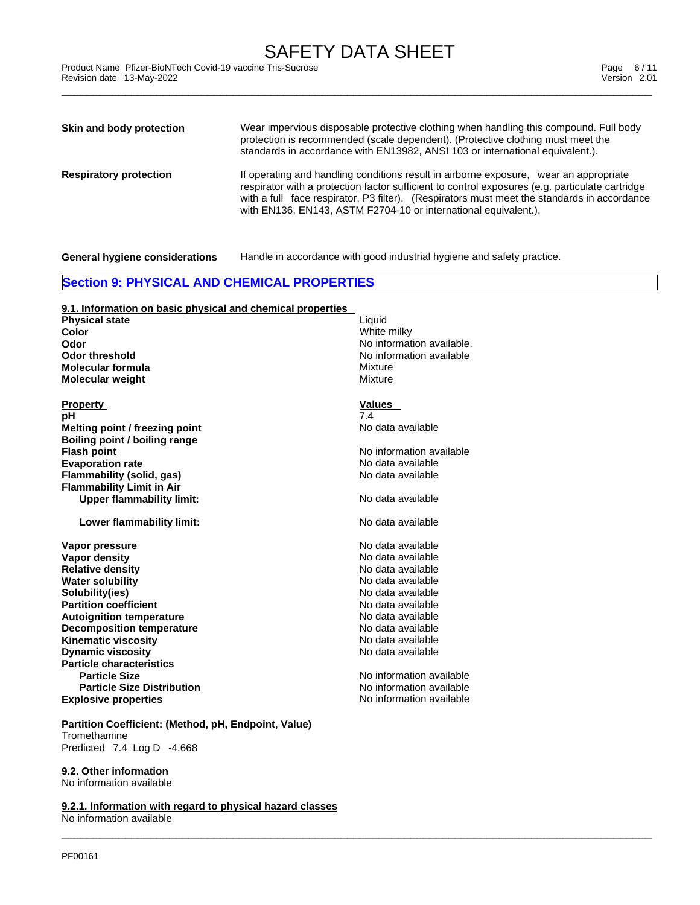| | |
|---|---|
| **Skin and body protection** | Wear impervious disposable protective clothing when handling this compound. Full body protection is recommended (scale dependent). (Protective clothing must meet the standards in accordance with EN13982, ANSI 103 or international equivalent.). |
| **Respiratory protection** | If operating and handling conditions result in airborne exposure, wear an appropriate respirator with a protection factor sufficient to control exposures (e.g. particulate cartridge with a full face respirator, P3 filter). (Respirators must meet the standards in accordance with EN136, EN143, ASTM F2704-10 or international equivalent.). |
| **General hygiene considerations** | Handle in accordance with good industrial hygiene and safety practice. |

## Section 9: PHYSICAL AND CHEMICAL PROPERTIES

### 9.1. Information on basic physical and chemical properties

| | |
|---|---|
| **Physical state** | Liquid |
| **Color** | White milky |
| **Odor** | No information available. |
| **Odor threshold** | No information available |
| **Molecular formula** | Mixture |
| **Molecular weight** | Mixture |

| Property | Values |
|---|---|
| **pH** | 7.4 |
| **Melting point / freezing point** | No data available |
| **Boiling point / boiling range** | |
| **Flash point** | No information available |
| **Evaporation rate** | No data available |
| **Flammability (solid, gas)** | No data available |
| **Flammability Limit in Air** | |
| **Upper flammability limit:** | No data available |
| **Lower flammability limit:** | No data available |
| **Vapor pressure** | No data available |
| **Vapor density** | No data available |
| **Relative density** | No data available |
| **Water solubility** | No data available |
| **Solubility(ies)** | No data available |
| **Partition coefficient** | No data available |
| **Autoignition temperature** | No data available |
| **Decomposition temperature** | No data available |
| **Kinematic viscosity** | No data available |
| **Dynamic viscosity** | No data available |
| **Particle characteristics** | |
| **Particle Size** | No information available |
| **Particle Size Distribution** | No information available |
| **Explosive properties** | No information available |

**Partition Coefficient: (Method, pH, Endpoint, Value)**
Tromethamine
Predicted 7.4 Log D -4.668

### 9.2. Other information
No information available

### 9.2.1. Information with regard to physical hazard classes
No information available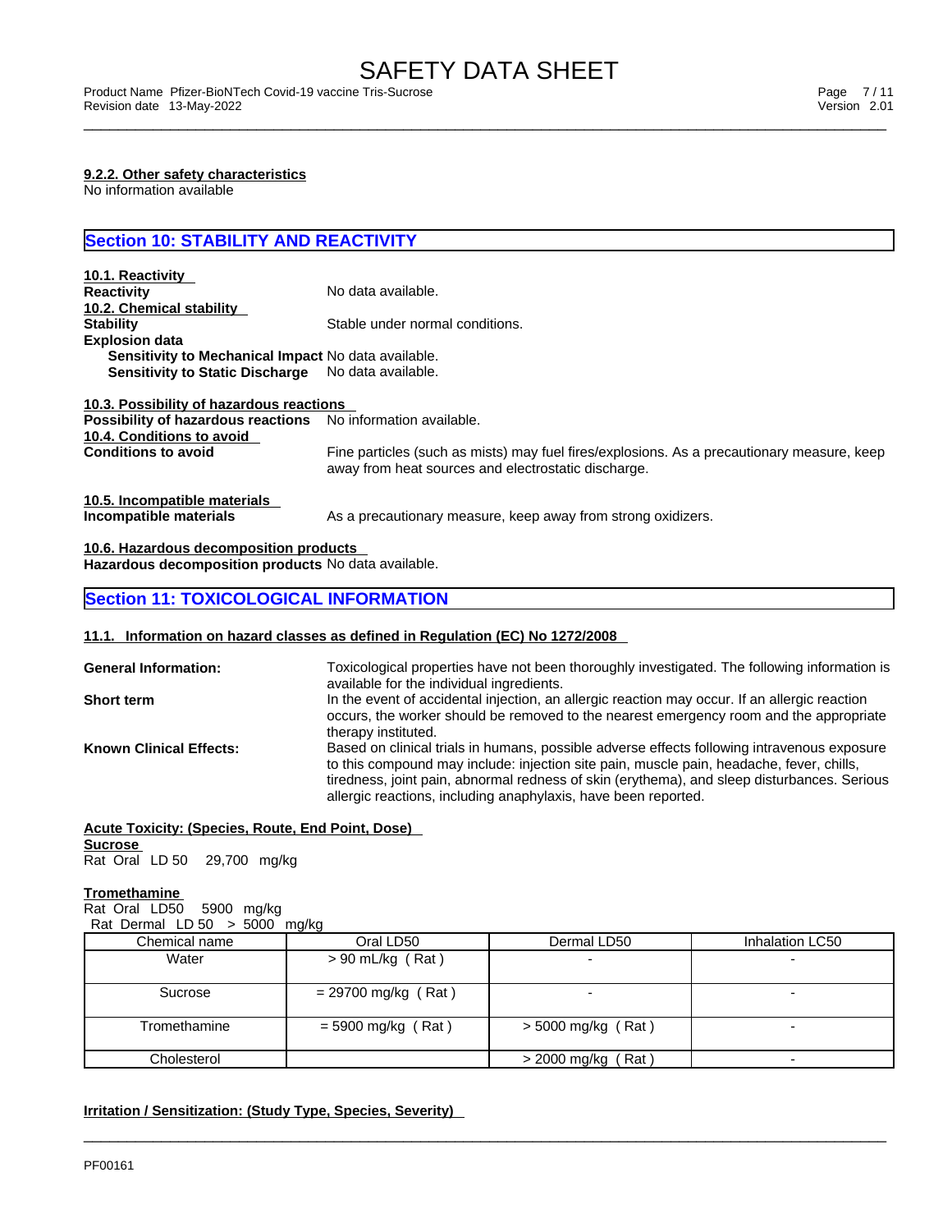#### 9.2.2. Other safety characteristics

No information available

## Section 10: STABILITY AND REACTIVITY

**10.1. Reactivity**

**Reactivity** No data available.

**10.2. Chemical stability**

**Stability** Stable under normal conditions.

**Explosion data**

**Sensitivity to Mechanical Impact** No data available.

**Sensitivity to Static Discharge** No data available.

**10.3. Possibility of hazardous reactions**

**Possibility of hazardous reactions** No information available.

**10.4. Conditions to avoid**

**Conditions to avoid** Fine particles (such as mists) may fuel fires/explosions. As a precautionary measure, keep away from heat sources and electrostatic discharge.

**10.5. Incompatible materials**

**Incompatible materials** As a precautionary measure, keep away from strong oxidizers.

**10.6. Hazardous decomposition products**

**Hazardous decomposition products** No data available.

## Section 11: TOXICOLOGICAL INFORMATION

**11.1. Information on hazard classes as defined in Regulation (EC) No 1272/2008**

**General Information:** Toxicological properties have not been thoroughly investigated. The following information is available for the individual ingredients.

**Short term** In the event of accidental injection, an allergic reaction may occur. If an allergic reaction occurs, the worker should be removed to the nearest emergency room and the appropriate therapy instituted.

**Known Clinical Effects:** Based on clinical trials in humans, possible adverse effects following intravenous exposure to this compound may include: injection site pain, muscle pain, headache, fever, chills, tiredness, joint pain, abnormal redness of skin (erythema), and sleep disturbances. Serious allergic reactions, including anaphylaxis, have been reported.

**Acute Toxicity: (Species, Route, End Point, Dose)**

**Sucrose**

Rat Oral LD 50 29,700 mg/kg

**Tromethamine**

Rat Oral LD50 5900 mg/kg

Rat Dermal LD 50 > 5000 mg/kg

| Chemical name | Oral LD50 | Dermal LD50 | Inhalation LC50 |
|---|---|---|---|
| Water | > 90 mL/kg ( Rat ) | - | - |
| Sucrose | = 29700 mg/kg ( Rat ) | - | - |
| Tromethamine | = 5900 mg/kg ( Rat ) | > 5000 mg/kg ( Rat ) | - |
| Cholesterol | | > 2000 mg/kg ( Rat ) | - |

**Irritation / Sensitization: (Study Type, Species, Severity)**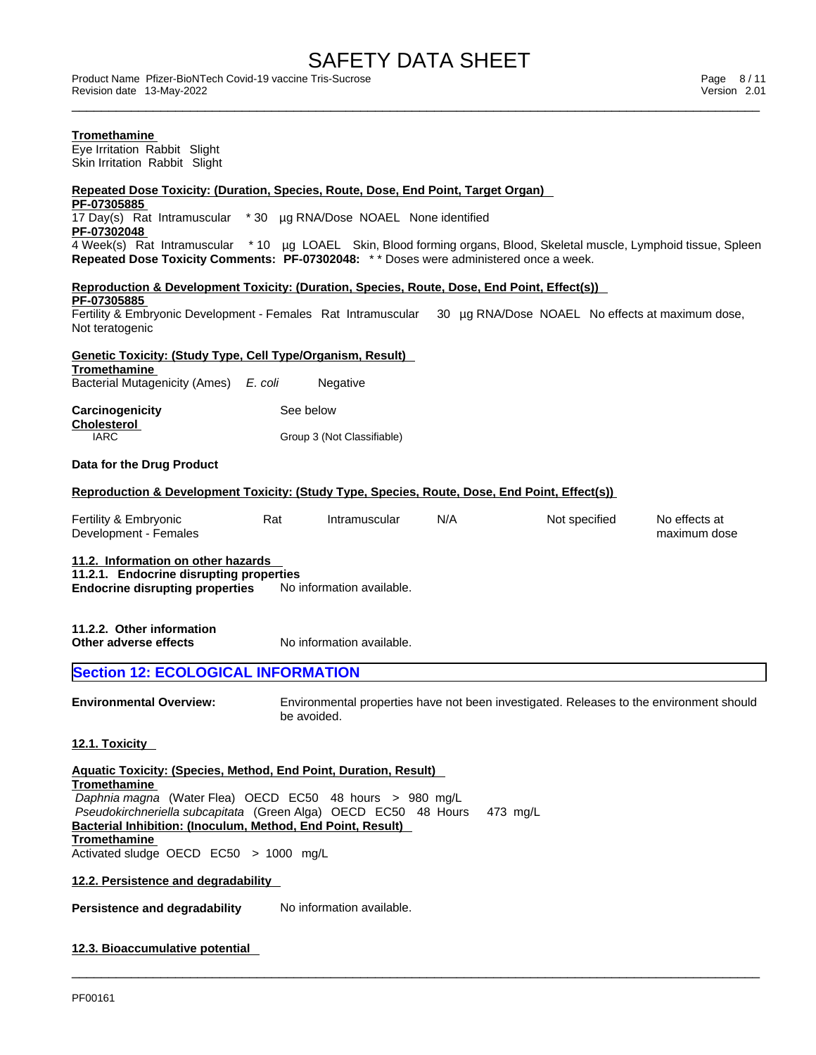**Tromethamine**
Eye Irritation Rabbit Slight
Skin Irritation Rabbit Slight

**Repeated Dose Toxicity: (Duration, Species, Route, Dose, End Point, Target Organ)**
**PF-07305885**
17 Day(s) Rat Intramuscular * 30 µg RNA/Dose NOAEL None identified
**PF-07302048**
4 Week(s) Rat Intramuscular * 10 µg LOAEL Skin, Blood forming organs, Blood, Skeletal muscle, Lymphoid tissue, Spleen
**Repeated Dose Toxicity Comments: PF-07302048:** * * Doses were administered once a week.

**Reproduction & Development Toxicity: (Duration, Species, Route, Dose, End Point, Effect(s))**
**PF-07305885**
Fertility & Embryonic Development - Females Rat Intramuscular 30 µg RNA/Dose NOAEL No effects at maximum dose, Not teratogenic

**Genetic Toxicity: (Study Type, Cell Type/Organism, Result)**
**Tromethamine**
Bacterial Mutagenicity (Ames) *E. coli* Negative

**Carcinogenicity** See below
**Cholesterol**
IARC Group 3 (Not Classifiable)

**Data for the Drug Product**

**Reproduction & Development Toxicity: (Study Type, Species, Route, Dose, End Point, Effect(s))**

| | | | | | |
|---|---|---|---|---|---|
| Fertility & Embryonic Development - Females | Rat | Intramuscular | N/A | Not specified | No effects at maximum dose |

**11.2. Information on other hazards**
**11.2.1. Endocrine disrupting properties**
**Endocrine disrupting properties** No information available.

**11.2.2. Other information**
**Other adverse effects** No information available.

## Section 12: ECOLOGICAL INFORMATION

**Environmental Overview:** Environmental properties have not been investigated. Releases to the environment should be avoided.

**12.1. Toxicity**

**Aquatic Toxicity: (Species, Method, End Point, Duration, Result)**
**Tromethamine**
*Daphnia magna* (Water Flea) OECD EC50 48 hours > 980 mg/L
*Pseudokirchneriella subcapitata* (Green Alga) OECD EC50 48 Hours 473 mg/L
**Bacterial Inhibition: (Inoculum, Method, End Point, Result)**
**Tromethamine**
Activated sludge OECD EC50 > 1000 mg/L

**12.2. Persistence and degradability**

**Persistence and degradability** No information available.

**12.3. Bioaccumulative potential**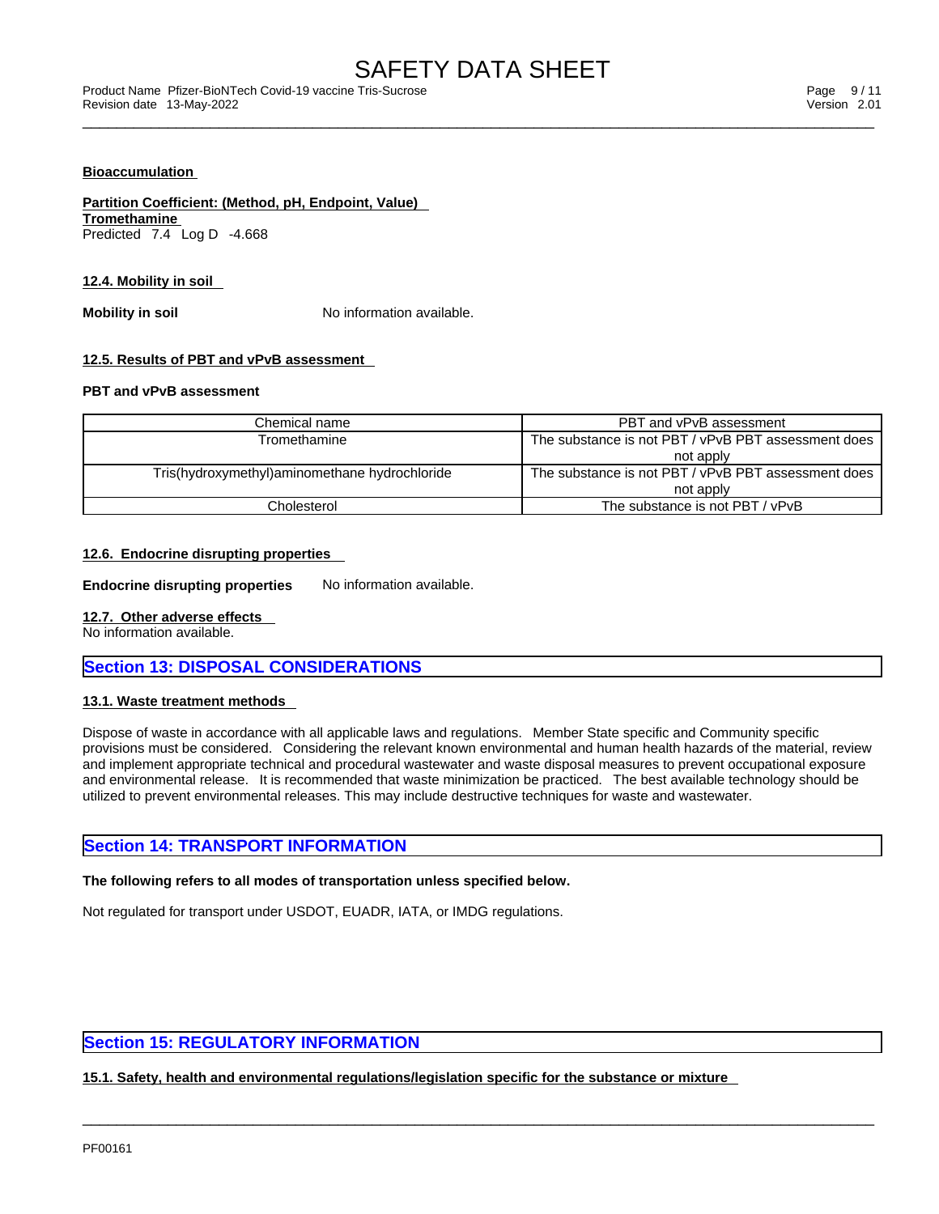**Bioaccumulation**

**Partition Coefficient: (Method, pH, Endpoint, Value)**
**Tromethamine**
Predicted 7.4 Log D -4.668

**12.4. Mobility in soil**

**Mobility in soil** No information available.

**12.5. Results of PBT and vPvB assessment**

**PBT and vPvB assessment**

| Chemical name | PBT and vPvB assessment |
|---|---|
| Tromethamine | The substance is not PBT / vPvB PBT assessment does not apply |
| Tris(hydroxymethyl)aminomethane hydrochloride | The substance is not PBT / vPvB PBT assessment does not apply |
| Cholesterol | The substance is not PBT / vPvB |

**12.6. Endocrine disrupting properties**

**Endocrine disrupting properties** No information available.

**12.7. Other adverse effects**
No information available.

## Section 13: DISPOSAL CONSIDERATIONS

**13.1. Waste treatment methods**

Dispose of waste in accordance with all applicable laws and regulations. Member State specific and Community specific provisions must be considered. Considering the relevant known environmental and human health hazards of the material, review and implement appropriate technical and procedural wastewater and waste disposal measures to prevent occupational exposure and environmental release. It is recommended that waste minimization be practiced. The best available technology should be utilized to prevent environmental releases. This may include destructive techniques for waste and wastewater.

## Section 14: TRANSPORT INFORMATION

**The following refers to all modes of transportation unless specified below.**

Not regulated for transport under USDOT, EUADR, IATA, or IMDG regulations.

## Section 15: REGULATORY INFORMATION

**15.1. Safety, health and environmental regulations/legislation specific for the substance or mixture**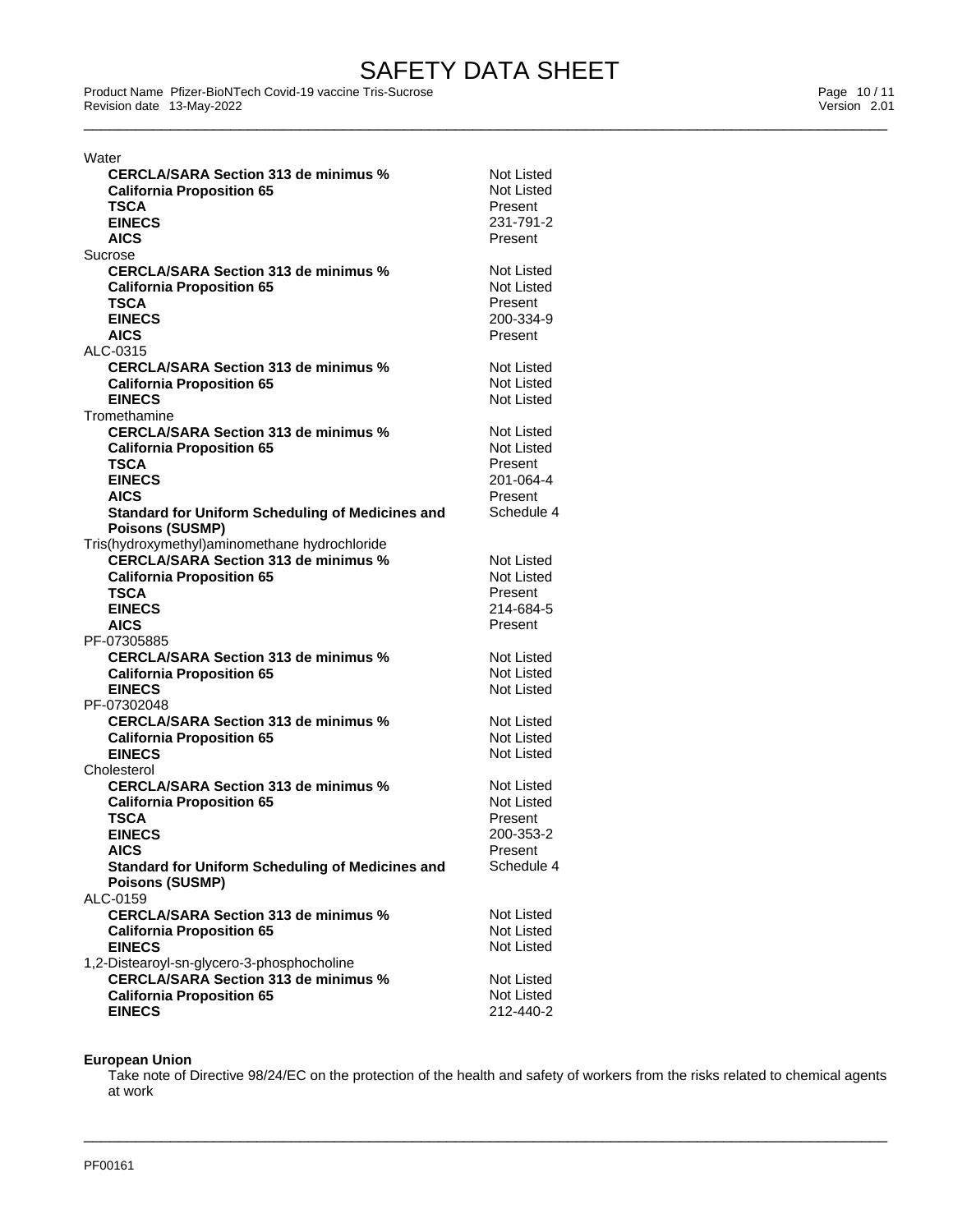Water

| | |
|---|---|
| **CERCLA/SARA Section 313 de minimus %** | Not Listed |
| **California Proposition 65** | Not Listed |
| **TSCA** | Present |
| **EINECS** | 231-791-2 |
| **AICS** | Present |

Sucrose

| | |
|---|---|
| **CERCLA/SARA Section 313 de minimus %** | Not Listed |
| **California Proposition 65** | Not Listed |
| **TSCA** | Present |
| **EINECS** | 200-334-9 |
| **AICS** | Present |

ALC-0315

| | |
|---|---|
| **CERCLA/SARA Section 313 de minimus %** | Not Listed |
| **California Proposition 65** | Not Listed |
| **EINECS** | Not Listed |

Tromethamine

| | |
|---|---|
| **CERCLA/SARA Section 313 de minimus %** | Not Listed |
| **California Proposition 65** | Not Listed |
| **TSCA** | Present |
| **EINECS** | 201-064-4 |
| **AICS** | Present |
| **Standard for Uniform Scheduling of Medicines and Poisons (SUSMP)** | Schedule 4 |

Tris(hydroxymethyl)aminomethane hydrochloride

| | |
|---|---|
| **CERCLA/SARA Section 313 de minimus %** | Not Listed |
| **California Proposition 65** | Not Listed |
| **TSCA** | Present |
| **EINECS** | 214-684-5 |
| **AICS** | Present |

PF-07305885

| | |
|---|---|
| **CERCLA/SARA Section 313 de minimus %** | Not Listed |
| **California Proposition 65** | Not Listed |
| **EINECS** | Not Listed |

PF-07302048

| | |
|---|---|
| **CERCLA/SARA Section 313 de minimus %** | Not Listed |
| **California Proposition 65** | Not Listed |
| **EINECS** | Not Listed |

Cholesterol

| | |
|---|---|
| **CERCLA/SARA Section 313 de minimus %** | Not Listed |
| **California Proposition 65** | Not Listed |
| **TSCA** | Present |
| **EINECS** | 200-353-2 |
| **AICS** | Present |
| **Standard for Uniform Scheduling of Medicines and Poisons (SUSMP)** | Schedule 4 |

ALC-0159

| | |
|---|---|
| **CERCLA/SARA Section 313 de minimus %** | Not Listed |
| **California Proposition 65** | Not Listed |
| **EINECS** | Not Listed |

1,2-Distearoyl-sn-glycero-3-phosphocholine

| | |
|---|---|
| **CERCLA/SARA Section 313 de minimus %** | Not Listed |
| **California Proposition 65** | Not Listed |
| **EINECS** | 212-440-2 |

**European Union**

Take note of Directive 98/24/EC on the protection of the health and safety of workers from the risks related to chemical agents at work

PF00161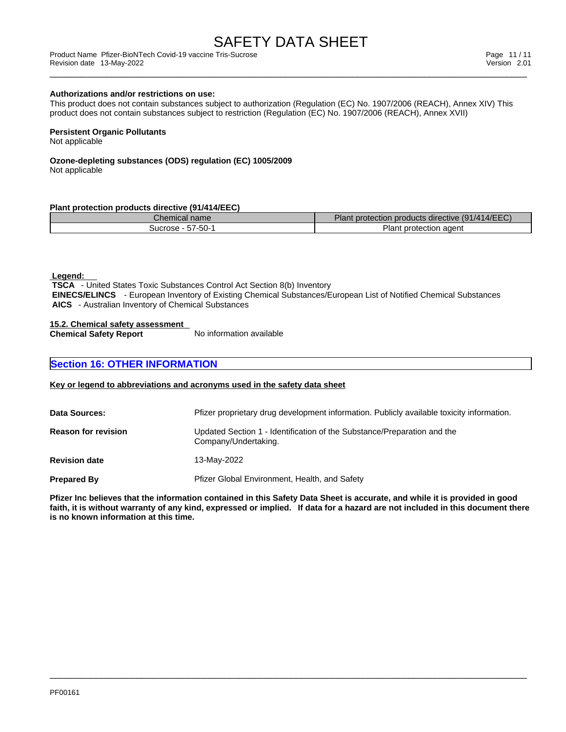**Authorizations and/or restrictions on use:**
This product does not contain substances subject to authorization (Regulation (EC) No. 1907/2006 (REACH), Annex XIV) This product does not contain substances subject to restriction (Regulation (EC) No. 1907/2006 (REACH), Annex XVII)

**Persistent Organic Pollutants**
Not applicable

**Ozone-depleting substances (ODS) regulation (EC) 1005/2009**
Not applicable

**Plant protection products directive (91/414/EEC)**

| Chemical name | Plant protection products directive (91/414/EEC) |
|---|---|
| Sucrose - 57-50-1 | Plant protection agent |

**Legend:**
**TSCA** - United States Toxic Substances Control Act Section 8(b) Inventory
**EINECS/ELINCS** - European Inventory of Existing Chemical Substances/European List of Notified Chemical Substances
**AICS** - Australian Inventory of Chemical Substances

**15.2. Chemical safety assessment**
**Chemical Safety Report** No information available

## Section 16: OTHER INFORMATION

**Key or legend to abbreviations and acronyms used in the safety data sheet**

**Data Sources:** Pfizer proprietary drug development information. Publicly available toxicity information.

**Reason for revision** Updated Section 1 - Identification of the Substance/Preparation and the Company/Undertaking.

**Revision date** 13-May-2022

**Prepared By** Pfizer Global Environment, Health, and Safety

**Pfizer Inc believes that the information contained in this Safety Data Sheet is accurate, and while it is provided in good faith, it is without warranty of any kind, expressed or implied. If data for a hazard are not included in this document there is no known information at this time.**